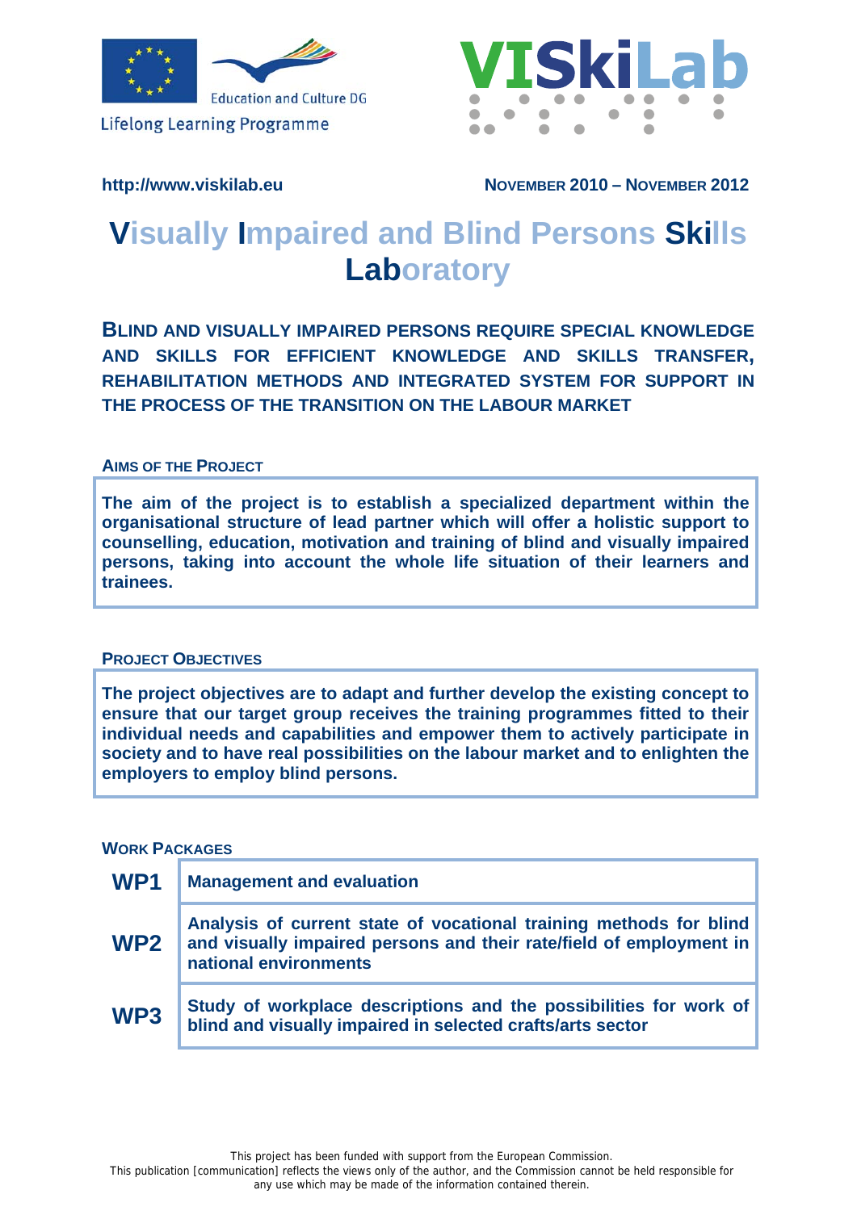Education and Culture DG

Lifelong Learning Programme

VISkiLab

http://www.viskilab.eu

NOVEMBER 2010 – NOVEMBER 2012

# Visually Impaired and Blind Persons Skills Laboratory

## BLIND AND VISUALLY IMPAIRED PERSONS REQUIRE SPECIAL KNOWLEDGE AND SKILLS FOR EFFICIENT KNOWLEDGE AND SKILLS TRANSFER, REHABILITATION METHODS AND INTEGRATED SYSTEM FOR SUPPORT IN THE PROCESS OF THE TRANSITION ON THE LABOUR MARKET

### AIMS OF THE PROJECT

**The aim of the project is to establish a specialized department within the organisational structure of lead partner which will offer a holistic support to counselling, education, motivation and training of blind and visually impaired persons, taking into account the whole life situation of their learners and trainees.**

### PROJECT OBJECTIVES

**The project objectives are to adapt and further develop the existing concept to ensure that our target group receives the training programmes fitted to their individual needs and capabilities and empower them to actively participate in society and to have real possibilities on the labour market and to enlighten the employers to employ blind persons.**

### WORK PACKAGES

| | |
|---|---|
| **WP1** | **Management and evaluation** |
| **WP2** | **Analysis of current state of vocational training methods for blind and visually impaired persons and their rate/field of employment in national environments** |
| **WP3** | **Study of workplace descriptions and the possibilities for work of blind and visually impaired in selected crafts/arts sector** |

This project has been funded with support from the European Commission.
This publication [communication] reflects the views only of the author, and the Commission cannot be held responsible for any use which may be made of the information contained therein.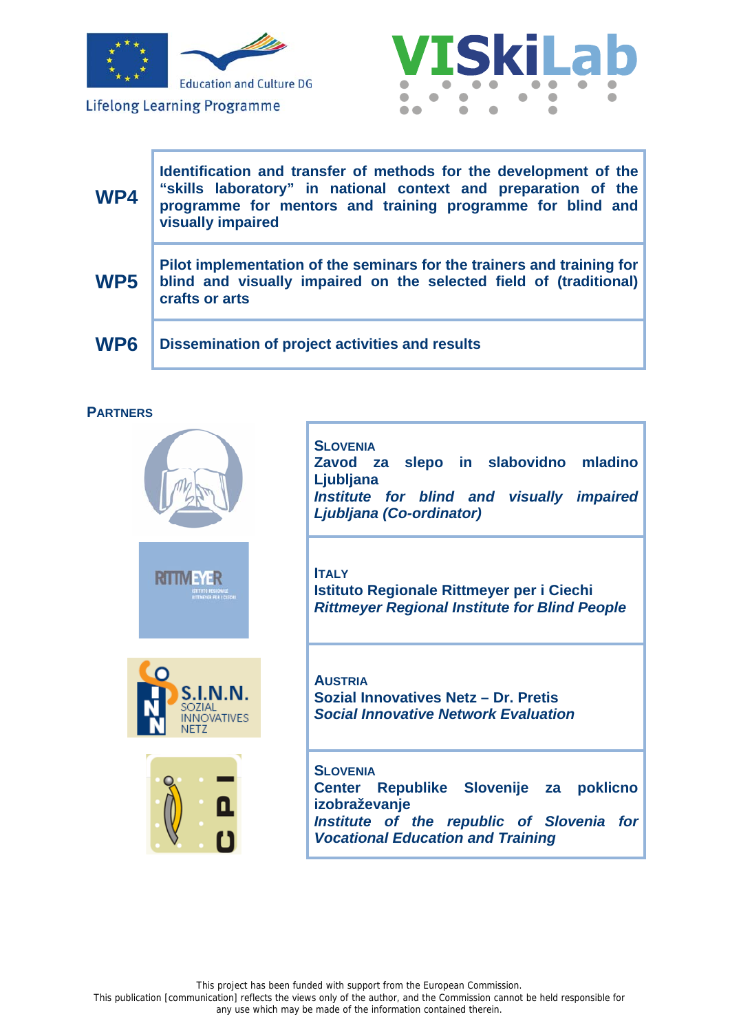| | |
|---|---|
| **WP4** | **Identification and transfer of methods for the development of the “skills laboratory” in national context and preparation of the programme for mentors and training programme for blind and visually impaired** |
| **WP5** | **Pilot implementation of the seminars for the trainers and training for blind and visually impaired on the selected field of (traditional) crafts or arts** |
| **WP6** | **Dissemination of project activities and results** |

**PARTNERS**

**SLOVENIA**
**Zavod za slepo in slabovidno mladino Ljubljana**
***Institute for blind and visually impaired Ljubljana (Co-ordinator)***

**ITALY**
**Istituto Regionale Rittmeyer per i Ciechi**
***Rittmeyer Regional Institute for Blind People***

**AUSTRIA**
**Sozial Innovatives Netz – Dr. Pretis**
***Social Innovative Network Evaluation***

**SLOVENIA**
**Center Republike Slovenije za poklicno izobraževanje**
***Institute of the republic of Slovenia for Vocational Education and Training***

This project has been funded with support from the European Commission.
This publication [communication] reflects the views only of the author, and the Commission cannot be held responsible for any use which may be made of the information contained therein.